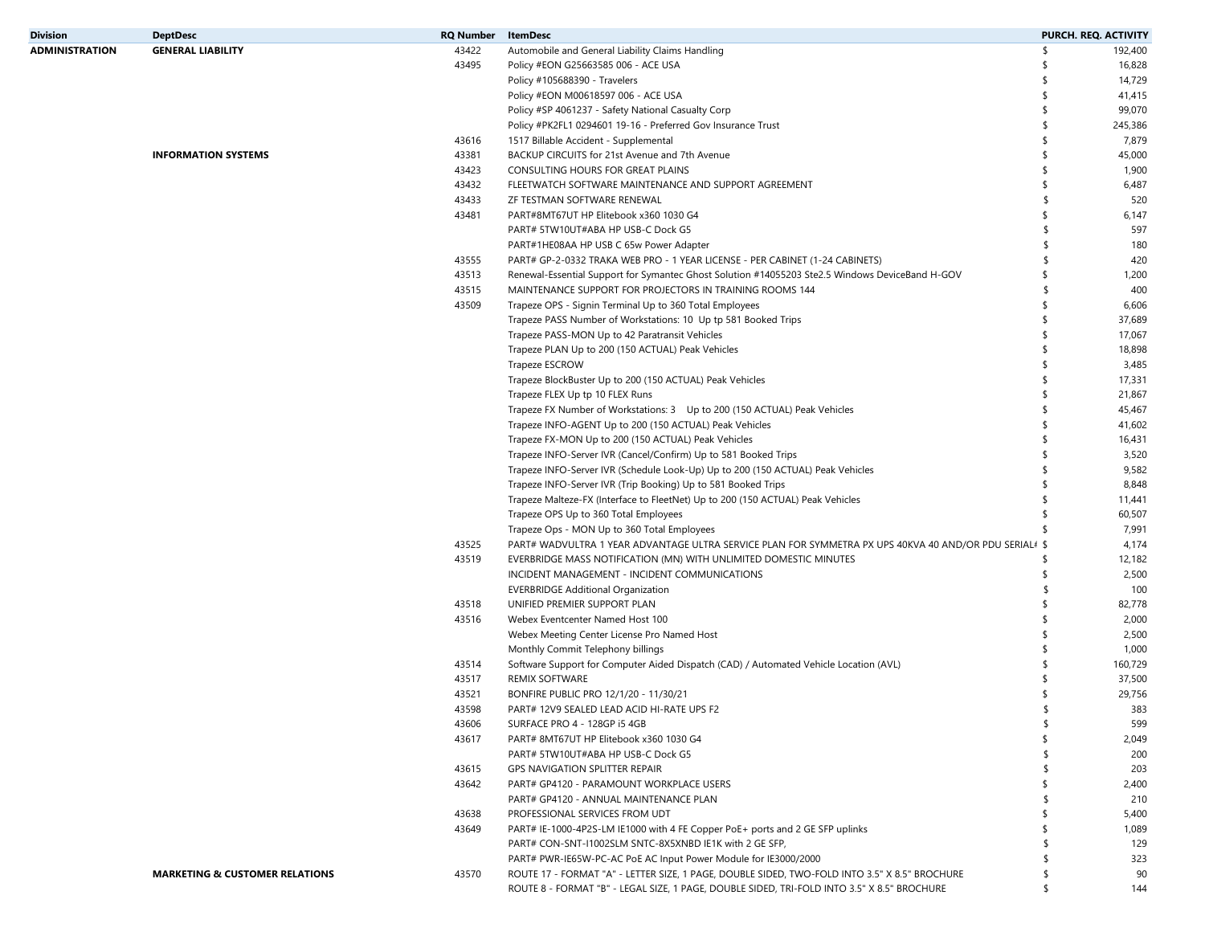| Division | DeptDesc | RQ Number | ItemDesc | PURCH. REQ. ACTIVITY |
|---|---|---|---|---|
| ADMINISTRATION | GENERAL LIABILITY | 43422 | Automobile and General Liability Claims Handling | $ 192,400 |
| | | 43495 | Policy #EON G25663585 006 - ACE USA | $ 16,828 |
| | | | Policy #105688390 - Travelers | $ 14,729 |
| | | | Policy #EON M00618597 006 - ACE USA | $ 41,415 |
| | | | Policy #SP 4061237 - Safety National Casualty Corp | $ 99,070 |
| | | | Policy #PK2FL1 0294601 19-16 - Preferred Gov Insurance Trust | $ 245,386 |
| | | 43616 | 1517 Billable Accident - Supplemental | $ 7,879 |
| | INFORMATION SYSTEMS | 43381 | BACKUP CIRCUITS for 21st Avenue and 7th Avenue | $ 45,000 |
| | | 43423 | CONSULTING HOURS FOR GREAT PLAINS | $ 1,900 |
| | | 43432 | FLEETWATCH SOFTWARE MAINTENANCE AND SUPPORT AGREEMENT | $ 6,487 |
| | | 43433 | ZF TESTMAN SOFTWARE RENEWAL | $ 520 |
| | | 43481 | PART#8MT67UT HP Elitebook x360 1030 G4 | $ 6,147 |
| | | | PART# 5TW10UT#ABA HP USB-C Dock G5 | $ 597 |
| | | | PART#1HE08AA HP USB C 65w Power Adapter | $ 180 |
| | | 43555 | PART# GP-2-0332 TRAKA WEB PRO - 1 YEAR LICENSE - PER CABINET (1-24 CABINETS) | $ 420 |
| | | 43513 | Renewal-Essential Support for Symantec Ghost Solution #14055203 Ste2.5 Windows DeviceBand H-GOV | $ 1,200 |
| | | 43515 | MAINTENANCE SUPPORT FOR PROJECTORS IN TRAINING ROOMS 144 | $ 400 |
| | | 43509 | Trapeze OPS - Signin Terminal Up to 360 Total Employees | $ 6,606 |
| | | | Trapeze PASS Number of Workstations: 10 Up tp 581 Booked Trips | $ 37,689 |
| | | | Trapeze PASS-MON Up to 42 Paratransit Vehicles | $ 17,067 |
| | | | Trapeze PLAN Up to 200 (150 ACTUAL) Peak Vehicles | $ 18,898 |
| | | | Trapeze ESCROW | $ 3,485 |
| | | | Trapeze BlockBuster Up to 200 (150 ACTUAL) Peak Vehicles | $ 17,331 |
| | | | Trapeze FLEX Up tp 10 FLEX Runs | $ 21,867 |
| | | | Trapeze FX Number of Workstations: 3 Up to 200 (150 ACTUAL) Peak Vehicles | $ 45,467 |
| | | | Trapeze INFO-AGENT Up to 200 (150 ACTUAL) Peak Vehicles | $ 41,602 |
| | | | Trapeze FX-MON Up to 200 (150 ACTUAL) Peak Vehicles | $ 16,431 |
| | | | Trapeze INFO-Server IVR (Cancel/Confirm) Up to 581 Booked Trips | $ 3,520 |
| | | | Trapeze INFO-Server IVR (Schedule Look-Up) Up to 200 (150 ACTUAL) Peak Vehicles | $ 9,582 |
| | | | Trapeze INFO-Server IVR (Trip Booking) Up to 581 Booked Trips | $ 8,848 |
| | | | Trapeze Malteze-FX (Interface to FleetNet) Up to 200 (150 ACTUAL) Peak Vehicles | $ 11,441 |
| | | | Trapeze OPS Up to 360 Total Employees | $ 60,507 |
| | | | Trapeze Ops - MON Up to 360 Total Employees | $ 7,991 |
| | | 43525 | PART# WADVULTRA 1 YEAR ADVANTAGE ULTRA SERVICE PLAN FOR SYMMETRA PX UPS 40KVA 40 AND/OR PDU SERIAL# | $ 4,174 |
| | | 43519 | EVERBRIDGE MASS NOTIFICATION (MN) WITH UNLIMITED DOMESTIC MINUTES | $ 12,182 |
| | | | INCIDENT MANAGEMENT - INCIDENT COMMUNICATIONS | $ 2,500 |
| | | | EVERBRIDGE Additional Organization | $ 100 |
| | | 43518 | UNIFIED PREMIER SUPPORT PLAN | $ 82,778 |
| | | 43516 | Webex Eventcenter Named Host 100 | $ 2,000 |
| | | | Webex Meeting Center License Pro Named Host | $ 2,500 |
| | | | Monthly Commit Telephony billings | $ 1,000 |
| | | 43514 | Software Support for Computer Aided Dispatch (CAD) / Automated Vehicle Location (AVL) | $ 160,729 |
| | | 43517 | REMIX SOFTWARE | $ 37,500 |
| | | 43521 | BONFIRE PUBLIC PRO 12/1/20 - 11/30/21 | $ 29,756 |
| | | 43598 | PART# 12V9 SEALED LEAD ACID HI-RATE UPS F2 | $ 383 |
| | | 43606 | SURFACE PRO 4 - 128GP i5 4GB | $ 599 |
| | | 43617 | PART# 8MT67UT HP Elitebook x360 1030 G4 | $ 2,049 |
| | | | PART# 5TW10UT#ABA HP USB-C Dock G5 | $ 200 |
| | | 43615 | GPS NAVIGATION SPLITTER REPAIR | $ 203 |
| | | 43642 | PART# GP4120 - PARAMOUNT WORKPLACE USERS | $ 2,400 |
| | | | PART# GP4120 - ANNUAL MAINTENANCE PLAN | $ 210 |
| | | 43638 | PROFESSIONAL SERVICES FROM UDT | $ 5,400 |
| | | 43649 | PART# IE-1000-4P2S-LM IE1000 with 4 FE Copper PoE+ ports and 2 GE SFP uplinks | $ 1,089 |
| | | | PART# CON-SNT-I1002SLM SNTC-8X5XNBD IE1K with 2 GE SFP, | $ 129 |
| | | | PART# PWR-IE65W-PC-AC PoE AC Input Power Module for IE3000/2000 | $ 323 |
| | MARKETING & CUSTOMER RELATIONS | 43570 | ROUTE 17 - FORMAT "A" - LETTER SIZE, 1 PAGE, DOUBLE SIDED, TWO-FOLD INTO 3.5" X 8.5" BROCHURE | $ 90 |
| | | | ROUTE 8 - FORMAT "B" - LEGAL SIZE, 1 PAGE, DOUBLE SIDED, TRI-FOLD INTO 3.5" X 8.5" BROCHURE | $ 144 |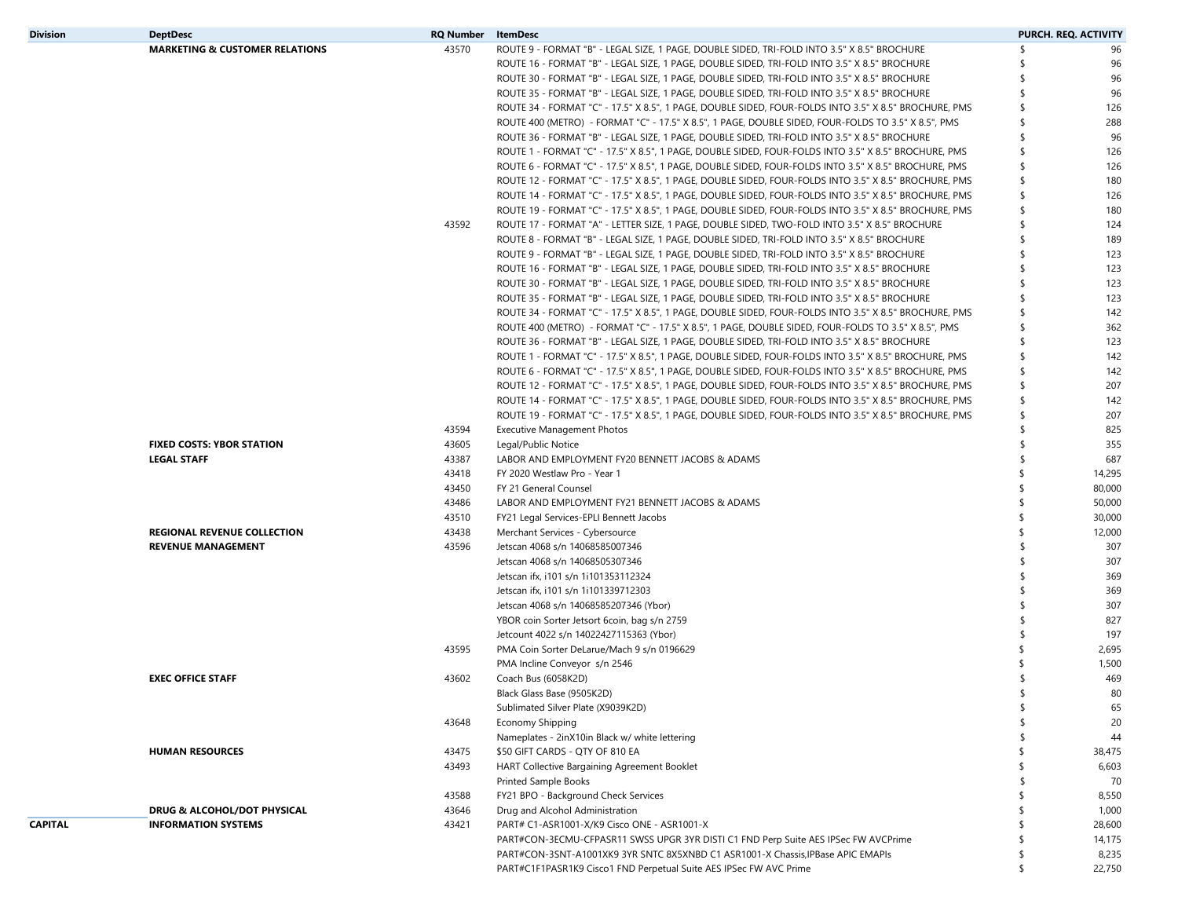| Division | DeptDesc | RQ Number | ItemDesc | PURCH. REQ. ACTIVITY |
|---|---|---|---|---|
| | **MARKETING & CUSTOMER RELATIONS** | 43570 | ROUTE 9 - FORMAT "B" - LEGAL SIZE, 1 PAGE, DOUBLE SIDED, TRI-FOLD INTO 3.5" X 8.5" BROCHURE | $ 96 |
| | | | ROUTE 16 - FORMAT "B" - LEGAL SIZE, 1 PAGE, DOUBLE SIDED, TRI-FOLD INTO 3.5" X 8.5" BROCHURE | $ 96 |
| | | | ROUTE 30 - FORMAT "B" - LEGAL SIZE, 1 PAGE, DOUBLE SIDED, TRI-FOLD INTO 3.5" X 8.5" BROCHURE | $ 96 |
| | | | ROUTE 35 - FORMAT "B" - LEGAL SIZE, 1 PAGE, DOUBLE SIDED, TRI-FOLD INTO 3.5" X 8.5" BROCHURE | $ 96 |
| | | | ROUTE 34 - FORMAT "C" - 17.5" X 8.5", 1 PAGE, DOUBLE SIDED, FOUR-FOLDS INTO 3.5" X 8.5" BROCHURE, PMS | $ 126 |
| | | | ROUTE 400 (METRO) - FORMAT "C" - 17.5" X 8.5", 1 PAGE, DOUBLE SIDED, FOUR-FOLDS TO 3.5" X 8.5", PMS | $ 288 |
| | | | ROUTE 36 - FORMAT "B" - LEGAL SIZE, 1 PAGE, DOUBLE SIDED, TRI-FOLD INTO 3.5" X 8.5" BROCHURE | $ 96 |
| | | | ROUTE 1 - FORMAT "C" - 17.5" X 8.5", 1 PAGE, DOUBLE SIDED, FOUR-FOLDS INTO 3.5" X 8.5" BROCHURE, PMS | $ 126 |
| | | | ROUTE 6 - FORMAT "C" - 17.5" X 8.5", 1 PAGE, DOUBLE SIDED, FOUR-FOLDS INTO 3.5" X 8.5" BROCHURE, PMS | $ 126 |
| | | | ROUTE 12 - FORMAT "C" - 17.5" X 8.5", 1 PAGE, DOUBLE SIDED, FOUR-FOLDS INTO 3.5" X 8.5" BROCHURE, PMS | $ 180 |
| | | | ROUTE 14 - FORMAT "C" - 17.5" X 8.5", 1 PAGE, DOUBLE SIDED, FOUR-FOLDS INTO 3.5" X 8.5" BROCHURE, PMS | $ 126 |
| | | | ROUTE 19 - FORMAT "C" - 17.5" X 8.5", 1 PAGE, DOUBLE SIDED, FOUR-FOLDS INTO 3.5" X 8.5" BROCHURE, PMS | $ 180 |
| | | 43592 | ROUTE 17 - FORMAT "A" - LETTER SIZE, 1 PAGE, DOUBLE SIDED, TWO-FOLD INTO 3.5" X 8.5" BROCHURE | $ 124 |
| | | | ROUTE 8 - FORMAT "B" - LEGAL SIZE, 1 PAGE, DOUBLE SIDED, TRI-FOLD INTO 3.5" X 8.5" BROCHURE | $ 189 |
| | | | ROUTE 9 - FORMAT "B" - LEGAL SIZE, 1 PAGE, DOUBLE SIDED, TRI-FOLD INTO 3.5" X 8.5" BROCHURE | $ 123 |
| | | | ROUTE 16 - FORMAT "B" - LEGAL SIZE, 1 PAGE, DOUBLE SIDED, TRI-FOLD INTO 3.5" X 8.5" BROCHURE | $ 123 |
| | | | ROUTE 30 - FORMAT "B" - LEGAL SIZE, 1 PAGE, DOUBLE SIDED, TRI-FOLD INTO 3.5" X 8.5" BROCHURE | $ 123 |
| | | | ROUTE 35 - FORMAT "B" - LEGAL SIZE, 1 PAGE, DOUBLE SIDED, TRI-FOLD INTO 3.5" X 8.5" BROCHURE | $ 123 |
| | | | ROUTE 34 - FORMAT "C" - 17.5" X 8.5", 1 PAGE, DOUBLE SIDED, FOUR-FOLDS INTO 3.5" X 8.5" BROCHURE, PMS | $ 142 |
| | | | ROUTE 400 (METRO) - FORMAT "C" - 17.5" X 8.5", 1 PAGE, DOUBLE SIDED, FOUR-FOLDS TO 3.5" X 8.5", PMS | $ 362 |
| | | | ROUTE 36 - FORMAT "B" - LEGAL SIZE, 1 PAGE, DOUBLE SIDED, TRI-FOLD INTO 3.5" X 8.5" BROCHURE | $ 123 |
| | | | ROUTE 1 - FORMAT "C" - 17.5" X 8.5", 1 PAGE, DOUBLE SIDED, FOUR-FOLDS INTO 3.5" X 8.5" BROCHURE, PMS | $ 142 |
| | | | ROUTE 6 - FORMAT "C" - 17.5" X 8.5", 1 PAGE, DOUBLE SIDED, FOUR-FOLDS INTO 3.5" X 8.5" BROCHURE, PMS | $ 142 |
| | | | ROUTE 12 - FORMAT "C" - 17.5" X 8.5", 1 PAGE, DOUBLE SIDED, FOUR-FOLDS INTO 3.5" X 8.5" BROCHURE, PMS | $ 207 |
| | | | ROUTE 14 - FORMAT "C" - 17.5" X 8.5", 1 PAGE, DOUBLE SIDED, FOUR-FOLDS INTO 3.5" X 8.5" BROCHURE, PMS | $ 142 |
| | | | ROUTE 19 - FORMAT "C" - 17.5" X 8.5", 1 PAGE, DOUBLE SIDED, FOUR-FOLDS INTO 3.5" X 8.5" BROCHURE, PMS | $ 207 |
| | | 43594 | Executive Management Photos | $ 825 |
| | **FIXED COSTS: YBOR STATION** | 43605 | Legal/Public Notice | $ 355 |
| | **LEGAL STAFF** | 43387 | LABOR AND EMPLOYMENT FY20 BENNETT JACOBS & ADAMS | $ 687 |
| | | 43418 | FY 2020 Westlaw Pro - Year 1 | $ 14,295 |
| | | 43450 | FY 21 General Counsel | $ 80,000 |
| | | 43486 | LABOR AND EMPLOYMENT FY21 BENNETT JACOBS & ADAMS | $ 50,000 |
| | | 43510 | FY21 Legal Services-EPLI Bennett Jacobs | $ 30,000 |
| | **REGIONAL REVENUE COLLECTION** | 43438 | Merchant Services - Cybersource | $ 12,000 |
| | **REVENUE MANAGEMENT** | 43596 | Jetscan 4068 s/n 14068585007346 | $ 307 |
| | | | Jetscan 4068 s/n 14068505307346 | $ 307 |
| | | | Jetscan ifx, i101 s/n 1i101353112324 | $ 369 |
| | | | Jetscan ifx, i101 s/n 1i101339712303 | $ 369 |
| | | | Jetscan 4068 s/n 14068585207346 (Ybor) | $ 307 |
| | | | YBOR coin Sorter Jetsort 6coin, bag s/n 2759 | $ 827 |
| | | | Jetcount 4022 s/n 14022427115363 (Ybor) | $ 197 |
| | | 43595 | PMA Coin Sorter DeLarue/Mach 9 s/n 0196629 | $ 2,695 |
| | | | PMA Incline Conveyor s/n 2546 | $ 1,500 |
| | **EXEC OFFICE STAFF** | 43602 | Coach Bus (6058K2D) | $ 469 |
| | | | Black Glass Base (9505K2D) | $ 80 |
| | | | Sublimated Silver Plate (X9039K2D) | $ 65 |
| | | 43648 | Economy Shipping | $ 20 |
| | | | Nameplates - 2inX10in Black w/ white lettering | $ 44 |
| | **HUMAN RESOURCES** | 43475 | $50 GIFT CARDS - QTY OF 810 EA | $ 38,475 |
| | | 43493 | HART Collective Bargaining Agreement Booklet | $ 6,603 |
| | | | Printed Sample Books | $ 70 |
| | | 43588 | FY21 BPO - Background Check Services | $ 8,550 |
| | **DRUG & ALCOHOL/DOT PHYSICAL** | 43646 | Drug and Alcohol Administration | $ 1,000 |
| **CAPITAL** | **INFORMATION SYSTEMS** | 43421 | PART# C1-ASR1001-X/K9 Cisco ONE - ASR1001-X | $ 28,600 |
| | | | PART#CON-3ECMU-CFPASR11 SWSS UPGR 3YR DISTI C1 FND Perp Suite AES IPSec FW AVCPrime | $ 14,175 |
| | | | PART#CON-3SNT-A1001XK9 3YR SNTC 8X5XNBD C1 ASR1001-X Chassis,IPBase APIC EMAPIs | $ 8,235 |
| | | | PART#C1F1PASR1K9 Cisco1 FND Perpetual Suite AES IPSec FW AVC Prime | $ 22,750 |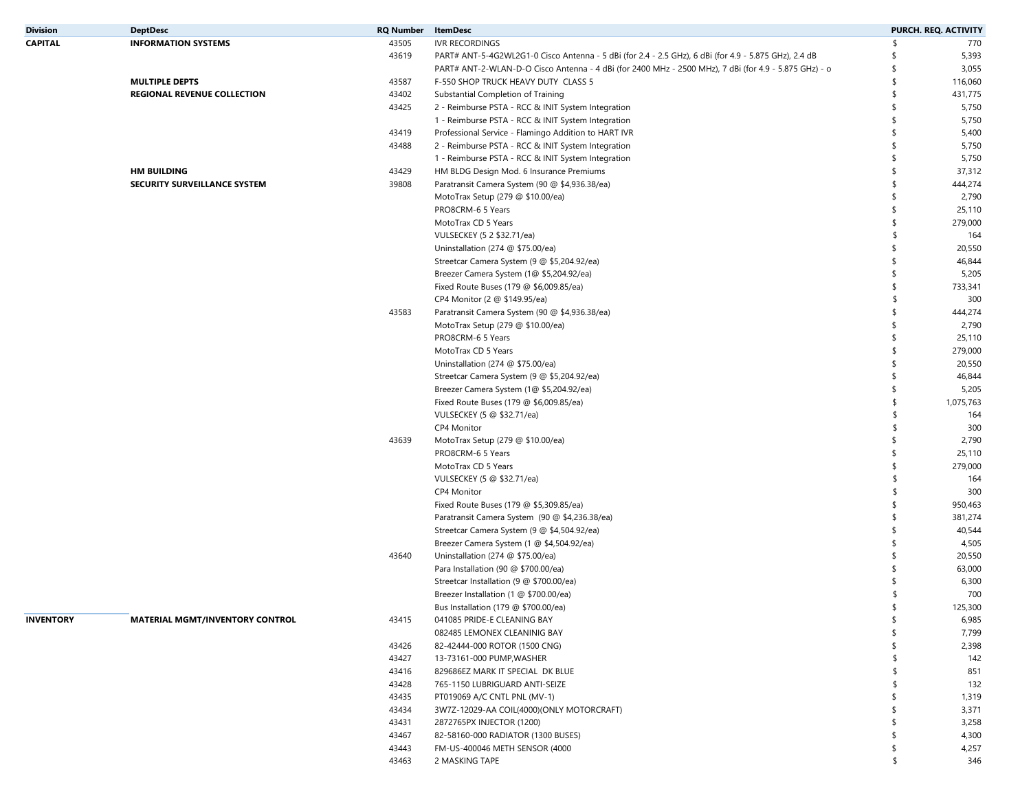| Division | DeptDesc | RQ Number | ItemDesc | PURCH. REQ. ACTIVITY |
|---|---|---|---|---|
| CAPITAL | INFORMATION SYSTEMS | 43505 | IVR RECORDINGS | $ 770 |
| | | 43619 | PART# ANT-5-4G2WL2G1-0 Cisco Antenna - 5 dBi (for 2.4 - 2.5 GHz), 6 dBi (for 4.9 - 5.875 GHz), 2.4 dB | $ 5,393 |
| | | | PART# ANT-2-WLAN-D-O Cisco Antenna - 4 dBi (for 2400 MHz - 2500 MHz), 7 dBi (for 4.9 - 5.875 GHz) - o | $ 3,055 |
| | MULTIPLE DEPTS | 43587 | F-550 SHOP TRUCK HEAVY DUTY CLASS 5 | $ 116,060 |
| | REGIONAL REVENUE COLLECTION | 43402 | Substantial Completion of Training | $ 431,775 |
| | | 43425 | 2 - Reimburse PSTA - RCC & INIT System Integration | $ 5,750 |
| | | | 1 - Reimburse PSTA - RCC & INIT System Integration | $ 5,750 |
| | | 43419 | Professional Service - Flamingo Addition to HART IVR | $ 5,400 |
| | | 43488 | 2 - Reimburse PSTA - RCC & INIT System Integration | $ 5,750 |
| | | | 1 - Reimburse PSTA - RCC & INIT System Integration | $ 5,750 |
| | HM BUILDING | 43429 | HM BLDG Design Mod. 6 Insurance Premiums | $ 37,312 |
| | SECURITY SURVEILLANCE SYSTEM | 39808 | Paratransit Camera System (90 @ $4,936.38/ea) | $ 444,274 |
| | | | MotoTrax Setup (279 @ $10.00/ea) | $ 2,790 |
| | | | PRO8CRM-6 5 Years | $ 25,110 |
| | | | MotoTrax CD 5 Years | $ 279,000 |
| | | | VULSECKEY (5 2 $32.71/ea) | $ 164 |
| | | | Uninstallation (274 @ $75.00/ea) | $ 20,550 |
| | | | Streetcar Camera System (9 @ $5,204.92/ea) | $ 46,844 |
| | | | Breezer Camera System (1@ $5,204.92/ea) | $ 5,205 |
| | | | Fixed Route Buses (179 @ $6,009.85/ea) | $ 733,341 |
| | | | CP4 Monitor (2 @ $149.95/ea) | $ 300 |
| | | 43583 | Paratransit Camera System (90 @ $4,936.38/ea) | $ 444,274 |
| | | | MotoTrax Setup (279 @ $10.00/ea) | $ 2,790 |
| | | | PRO8CRM-6 5 Years | $ 25,110 |
| | | | MotoTrax CD 5 Years | $ 279,000 |
| | | | Uninstallation (274 @ $75.00/ea) | $ 20,550 |
| | | | Streetcar Camera System (9 @ $5,204.92/ea) | $ 46,844 |
| | | | Breezer Camera System (1@ $5,204.92/ea) | $ 5,205 |
| | | | Fixed Route Buses (179 @ $6,009.85/ea) | $ 1,075,763 |
| | | | VULSECKEY (5 @ $32.71/ea) | $ 164 |
| | | | CP4 Monitor | $ 300 |
| | | 43639 | MotoTrax Setup (279 @ $10.00/ea) | $ 2,790 |
| | | | PRO8CRM-6 5 Years | $ 25,110 |
| | | | MotoTrax CD 5 Years | $ 279,000 |
| | | | VULSECKEY (5 @ $32.71/ea) | $ 164 |
| | | | CP4 Monitor | $ 300 |
| | | | Fixed Route Buses (179 @ $5,309.85/ea) | $ 950,463 |
| | | | Paratransit Camera System (90 @ $4,236.38/ea) | $ 381,274 |
| | | | Streetcar Camera System (9 @ $4,504.92/ea) | $ 40,544 |
| | | | Breezer Camera System (1 @ $4,504.92/ea) | $ 4,505 |
| | | 43640 | Uninstallation (274 @ $75.00/ea) | $ 20,550 |
| | | | Para Installation (90 @ $700.00/ea) | $ 63,000 |
| | | | Streetcar Installation (9 @ $700.00/ea) | $ 6,300 |
| | | | Breezer Installation (1 @ $700.00/ea) | $ 700 |
| | | | Bus Installation (179 @ $700.00/ea) | $ 125,300 |
| INVENTORY | MATERIAL MGMT/INVENTORY CONTROL | 43415 | 041085 PRIDE-E CLEANING BAY | $ 6,985 |
| | | | 082485 LEMONEX CLEANINIG BAY | $ 7,799 |
| | | 43426 | 82-42444-000 ROTOR (1500 CNG) | $ 2,398 |
| | | 43427 | 13-73161-000 PUMP,WASHER | $ 142 |
| | | 43416 | 829686EZ MARK IT SPECIAL DK BLUE | $ 851 |
| | | 43428 | 765-1150 LUBRIGUARD ANTI-SEIZE | $ 132 |
| | | 43435 | PT019069 A/C CNTL PNL (MV-1) | $ 1,319 |
| | | 43434 | 3W7Z-12029-AA COIL(4000)(ONLY MOTORCRAFT) | $ 3,371 |
| | | 43431 | 2872765PX INJECTOR (1200) | $ 3,258 |
| | | 43467 | 82-58160-000 RADIATOR (1300 BUSES) | $ 4,300 |
| | | 43443 | FM-US-400046 METH SENSOR (4000 | $ 4,257 |
| | | 43463 | 2 MASKING TAPE | $ 346 |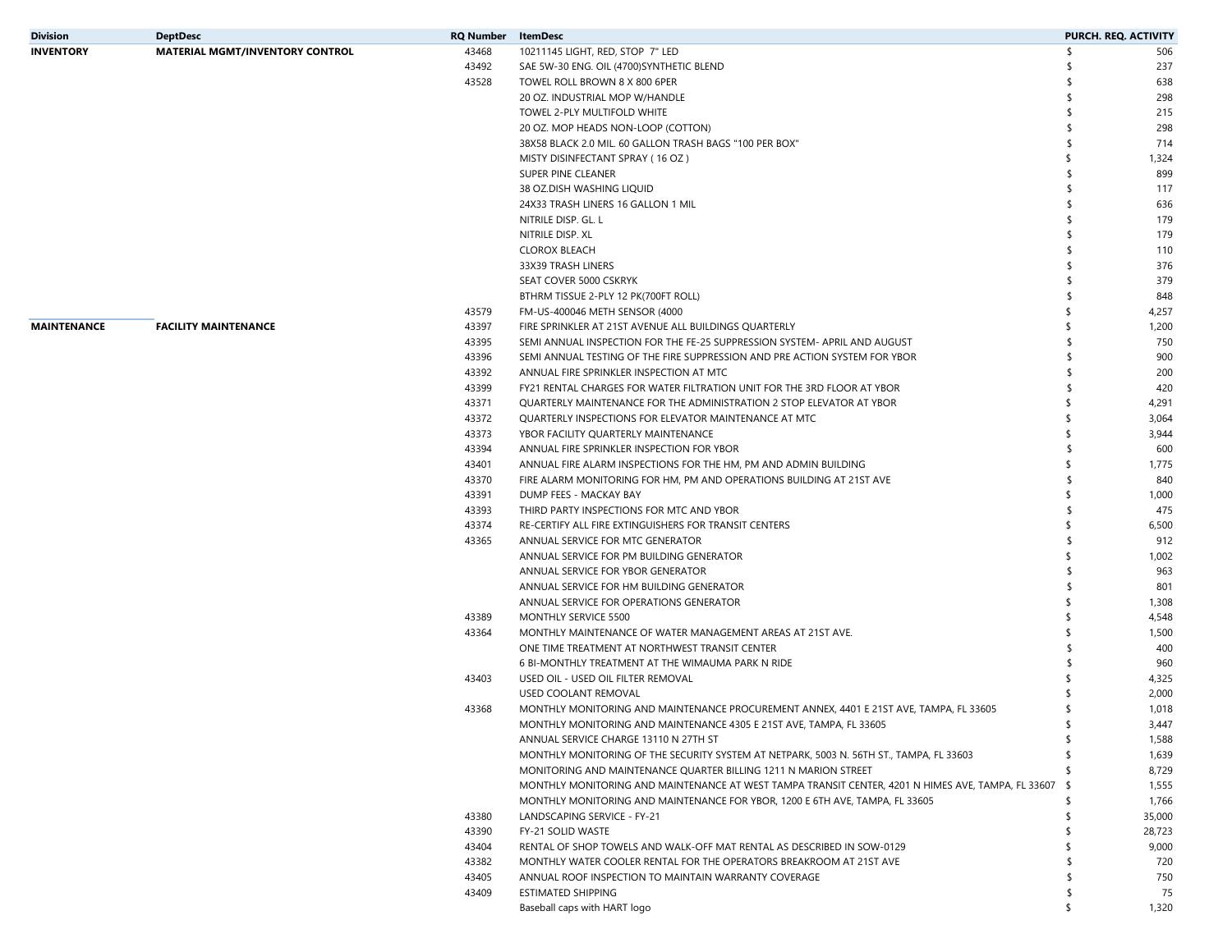| Division | DeptDesc | RQ Number | ItemDesc | PURCH. REQ. ACTIVITY |
|---|---|---|---|---|
| **INVENTORY** | **MATERIAL MGMT/INVENTORY CONTROL** | 43468 | 10211145 LIGHT, RED, STOP 7" LED | $ 506 |
| | | 43492 | SAE 5W-30 ENG. OIL (4700)SYNTHETIC BLEND | $ 237 |
| | | 43528 | TOWEL ROLL BROWN 8 X 800 6PER | $ 638 |
| | | | 20 OZ. INDUSTRIAL MOP W/HANDLE | $ 298 |
| | | | TOWEL 2-PLY MULTIFOLD WHITE | $ 215 |
| | | | 20 OZ. MOP HEADS NON-LOOP (COTTON) | $ 298 |
| | | | 38X58 BLACK 2.0 MIL. 60 GALLON TRASH BAGS "100 PER BOX" | $ 714 |
| | | | MISTY DISINFECTANT SPRAY ( 16 OZ ) | $ 1,324 |
| | | | SUPER PINE CLEANER | $ 899 |
| | | | 38 OZ.DISH WASHING LIQUID | $ 117 |
| | | | 24X33 TRASH LINERS 16 GALLON 1 MIL | $ 636 |
| | | | NITRILE DISP. GL. L | $ 179 |
| | | | NITRILE DISP. XL | $ 179 |
| | | | CLOROX BLEACH | $ 110 |
| | | | 33X39 TRASH LINERS | $ 376 |
| | | | SEAT COVER 5000 CSKRYK | $ 379 |
| | | | BTHRM TISSUE 2-PLY 12 PK(700FT ROLL) | $ 848 |
| | | 43579 | FM-US-400046 METH SENSOR (4000 | $ 4,257 |
| **MAINTENANCE** | **FACILITY MAINTENANCE** | 43397 | FIRE SPRINKLER AT 21ST AVENUE ALL BUILDINGS QUARTERLY | $ 1,200 |
| | | 43395 | SEMI ANNUAL INSPECTION FOR THE FE-25 SUPPRESSION SYSTEM- APRIL AND AUGUST | $ 750 |
| | | 43396 | SEMI ANNUAL TESTING OF THE FIRE SUPPRESSION AND PRE ACTION SYSTEM FOR YBOR | $ 900 |
| | | 43392 | ANNUAL FIRE SPRINKLER INSPECTION AT MTC | $ 200 |
| | | 43399 | FY21 RENTAL CHARGES FOR WATER FILTRATION UNIT FOR THE 3RD FLOOR AT YBOR | $ 420 |
| | | 43371 | QUARTERLY MAINTENANCE FOR THE ADMINISTRATION 2 STOP ELEVATOR AT YBOR | $ 4,291 |
| | | 43372 | QUARTERLY INSPECTIONS FOR ELEVATOR MAINTENANCE AT MTC | $ 3,064 |
| | | 43373 | YBOR FACILITY QUARTERLY MAINTENANCE | $ 3,944 |
| | | 43394 | ANNUAL FIRE SPRINKLER INSPECTION FOR YBOR | $ 600 |
| | | 43401 | ANNUAL FIRE ALARM INSPECTIONS FOR THE HM, PM AND ADMIN BUILDING | $ 1,775 |
| | | 43370 | FIRE ALARM MONITORING FOR HM, PM AND OPERATIONS BUILDING AT 21ST AVE | $ 840 |
| | | 43391 | DUMP FEES - MACKAY BAY | $ 1,000 |
| | | 43393 | THIRD PARTY INSPECTIONS FOR MTC AND YBOR | $ 475 |
| | | 43374 | RE-CERTIFY ALL FIRE EXTINGUISHERS FOR TRANSIT CENTERS | $ 6,500 |
| | | 43365 | ANNUAL SERVICE FOR MTC GENERATOR | $ 912 |
| | | | ANNUAL SERVICE FOR PM BUILDING GENERATOR | $ 1,002 |
| | | | ANNUAL SERVICE FOR YBOR GENERATOR | $ 963 |
| | | | ANNUAL SERVICE FOR HM BUILDING GENERATOR | $ 801 |
| | | | ANNUAL SERVICE FOR OPERATIONS GENERATOR | $ 1,308 |
| | | 43389 | MONTHLY SERVICE 5500 | $ 4,548 |
| | | 43364 | MONTHLY MAINTENANCE OF WATER MANAGEMENT AREAS AT 21ST AVE. | $ 1,500 |
| | | | ONE TIME TREATMENT AT NORTHWEST TRANSIT CENTER | $ 400 |
| | | | 6 BI-MONTHLY TREATMENT AT THE WIMAUMA PARK N RIDE | $ 960 |
| | | 43403 | USED OIL - USED OIL FILTER REMOVAL | $ 4,325 |
| | | | USED COOLANT REMOVAL | $ 2,000 |
| | | 43368 | MONTHLY MONITORING AND MAINTENANCE PROCUREMENT ANNEX, 4401 E 21ST AVE, TAMPA, FL 33605 | $ 1,018 |
| | | | MONTHLY MONITORING AND MAINTENANCE 4305 E 21ST AVE, TAMPA, FL 33605 | $ 3,447 |
| | | | ANNUAL SERVICE CHARGE 13110 N 27TH ST | $ 1,588 |
| | | | MONTHLY MONITORING OF THE SECURITY SYSTEM AT NETPARK, 5003 N. 56TH ST., TAMPA, FL 33603 | $ 1,639 |
| | | | MONITORING AND MAINTENANCE QUARTER BILLING 1211 N MARION STREET | $ 8,729 |
| | | | MONTHLY MONITORING AND MAINTENANCE AT WEST TAMPA TRANSIT CENTER, 4201 N HIMES AVE, TAMPA, FL 33607 | $ 1,555 |
| | | | MONTHLY MONITORING AND MAINTENANCE FOR YBOR, 1200 E 6TH AVE, TAMPA, FL 33605 | $ 1,766 |
| | | 43380 | LANDSCAPING SERVICE - FY-21 | $ 35,000 |
| | | 43390 | FY-21 SOLID WASTE | $ 28,723 |
| | | 43404 | RENTAL OF SHOP TOWELS AND WALK-OFF MAT RENTAL AS DESCRIBED IN SOW-0129 | $ 9,000 |
| | | 43382 | MONTHLY WATER COOLER RENTAL FOR THE OPERATORS BREAKROOM AT 21ST AVE | $ 720 |
| | | 43405 | ANNUAL ROOF INSPECTION TO MAINTAIN WARRANTY COVERAGE | $ 750 |
| | | 43409 | ESTIMATED SHIPPING | $ 75 |
| | | | Baseball caps with HART logo | $ 1,320 |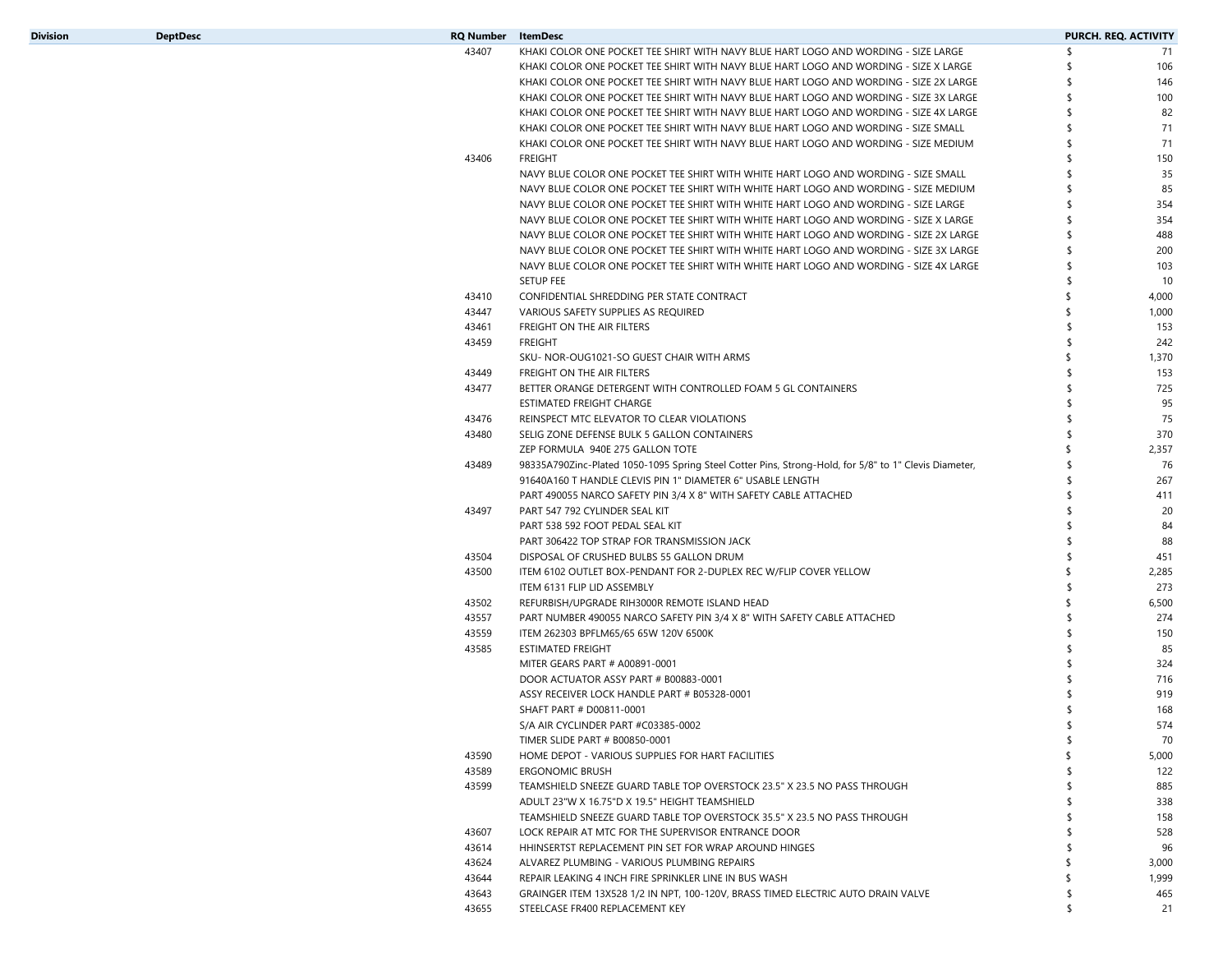| Division | DeptDesc | RQ Number | ItemDesc | PURCH. REQ. ACTIVITY |
|---|---|---|---|---|
| | | 43407 | KHAKI COLOR ONE POCKET TEE SHIRT WITH NAVY BLUE HART LOGO AND WORDING - SIZE LARGE | $ 71 |
| | | | KHAKI COLOR ONE POCKET TEE SHIRT WITH NAVY BLUE HART LOGO AND WORDING - SIZE X LARGE | $ 106 |
| | | | KHAKI COLOR ONE POCKET TEE SHIRT WITH NAVY BLUE HART LOGO AND WORDING - SIZE 2X LARGE | $ 146 |
| | | | KHAKI COLOR ONE POCKET TEE SHIRT WITH NAVY BLUE HART LOGO AND WORDING - SIZE 3X LARGE | $ 100 |
| | | | KHAKI COLOR ONE POCKET TEE SHIRT WITH NAVY BLUE HART LOGO AND WORDING - SIZE 4X LARGE | $ 82 |
| | | | KHAKI COLOR ONE POCKET TEE SHIRT WITH NAVY BLUE HART LOGO AND WORDING - SIZE SMALL | $ 71 |
| | | | KHAKI COLOR ONE POCKET TEE SHIRT WITH NAVY BLUE HART LOGO AND WORDING - SIZE MEDIUM | $ 71 |
| | | 43406 | FREIGHT | $ 150 |
| | | | NAVY BLUE COLOR ONE POCKET TEE SHIRT WITH WHITE HART LOGO AND WORDING - SIZE SMALL | $ 35 |
| | | | NAVY BLUE COLOR ONE POCKET TEE SHIRT WITH WHITE HART LOGO AND WORDING - SIZE MEDIUM | $ 85 |
| | | | NAVY BLUE COLOR ONE POCKET TEE SHIRT WITH WHITE HART LOGO AND WORDING - SIZE LARGE | $ 354 |
| | | | NAVY BLUE COLOR ONE POCKET TEE SHIRT WITH WHITE HART LOGO AND WORDING - SIZE X LARGE | $ 354 |
| | | | NAVY BLUE COLOR ONE POCKET TEE SHIRT WITH WHITE HART LOGO AND WORDING - SIZE 2X LARGE | $ 488 |
| | | | NAVY BLUE COLOR ONE POCKET TEE SHIRT WITH WHITE HART LOGO AND WORDING - SIZE 3X LARGE | $ 200 |
| | | | NAVY BLUE COLOR ONE POCKET TEE SHIRT WITH WHITE HART LOGO AND WORDING - SIZE 4X LARGE | $ 103 |
| | | | SETUP FEE | $ 10 |
| | | 43410 | CONFIDENTIAL SHREDDING PER STATE CONTRACT | $ 4,000 |
| | | 43447 | VARIOUS SAFETY SUPPLIES AS REQUIRED | $ 1,000 |
| | | 43461 | FREIGHT ON THE AIR FILTERS | $ 153 |
| | | 43459 | FREIGHT | $ 242 |
| | | | SKU- NOR-OUG1021-SO GUEST CHAIR WITH ARMS | $ 1,370 |
| | | 43449 | FREIGHT ON THE AIR FILTERS | $ 153 |
| | | 43477 | BETTER ORANGE DETERGENT WITH CONTROLLED FOAM 5 GL CONTAINERS | $ 725 |
| | | | ESTIMATED FREIGHT CHARGE | $ 95 |
| | | 43476 | REINSPECT MTC ELEVATOR TO CLEAR VIOLATIONS | $ 75 |
| | | 43480 | SELIG ZONE DEFENSE BULK 5 GALLON CONTAINERS | $ 370 |
| | | | ZEP FORMULA 940E 275 GALLON TOTE | $ 2,357 |
| | | 43489 | 98335A790Zinc-Plated 1050-1095 Spring Steel Cotter Pins, Strong-Hold, for 5/8" to 1" Clevis Diameter, | $ 76 |
| | | | 91640A160 T HANDLE CLEVIS PIN 1" DIAMETER 6" USABLE LENGTH | $ 267 |
| | | | PART 490055 NARCO SAFETY PIN 3/4 X 8" WITH SAFETY CABLE ATTACHED | $ 411 |
| | | 43497 | PART 547 792 CYLINDER SEAL KIT | $ 20 |
| | | | PART 538 592 FOOT PEDAL SEAL KIT | $ 84 |
| | | | PART 306422 TOP STRAP FOR TRANSMISSION JACK | $ 88 |
| | | 43504 | DISPOSAL OF CRUSHED BULBS 55 GALLON DRUM | $ 451 |
| | | 43500 | ITEM 6102 OUTLET BOX-PENDANT FOR 2-DUPLEX REC W/FLIP COVER YELLOW | $ 2,285 |
| | | | ITEM 6131 FLIP LID ASSEMBLY | $ 273 |
| | | 43502 | REFURBISH/UPGRADE RIH3000R REMOTE ISLAND HEAD | $ 6,500 |
| | | 43557 | PART NUMBER 490055 NARCO SAFETY PIN 3/4 X 8" WITH SAFETY CABLE ATTACHED | $ 274 |
| | | 43559 | ITEM 262303 BPFLM65/65 65W 120V 6500K | $ 150 |
| | | 43585 | ESTIMATED FREIGHT | $ 85 |
| | | | MITER GEARS PART # A00891-0001 | $ 324 |
| | | | DOOR ACTUATOR ASSY PART # B00883-0001 | $ 716 |
| | | | ASSY RECEIVER LOCK HANDLE PART # B05328-0001 | $ 919 |
| | | | SHAFT PART # D00811-0001 | $ 168 |
| | | | S/A AIR CYCLINDER PART #C03385-0002 | $ 574 |
| | | | TIMER SLIDE PART # B00850-0001 | $ 70 |
| | | 43590 | HOME DEPOT - VARIOUS SUPPLIES FOR HART FACILITIES | $ 5,000 |
| | | 43589 | ERGONOMIC BRUSH | $ 122 |
| | | 43599 | TEAMSHIELD SNEEZE GUARD TABLE TOP OVERSTOCK 23.5" X 23.5 NO PASS THROUGH | $ 885 |
| | | | ADULT 23"W X 16.75"D X 19.5" HEIGHT TEAMSHIELD | $ 338 |
| | | | TEAMSHIELD SNEEZE GUARD TABLE TOP OVERSTOCK 35.5" X 23.5 NO PASS THROUGH | $ 158 |
| | | 43607 | LOCK REPAIR AT MTC FOR THE SUPERVISOR ENTRANCE DOOR | $ 528 |
| | | 43614 | HHINSERTST REPLACEMENT PIN SET FOR WRAP AROUND HINGES | $ 96 |
| | | 43624 | ALVAREZ PLUMBING - VARIOUS PLUMBING REPAIRS | $ 3,000 |
| | | 43644 | REPAIR LEAKING 4 INCH FIRE SPRINKLER LINE IN BUS WASH | $ 1,999 |
| | | 43643 | GRAINGER ITEM 13X528 1/2 IN NPT, 100-120V, BRASS TIMED ELECTRIC AUTO DRAIN VALVE | $ 465 |
| | | 43655 | STEELCASE FR400 REPLACEMENT KEY | $ 21 |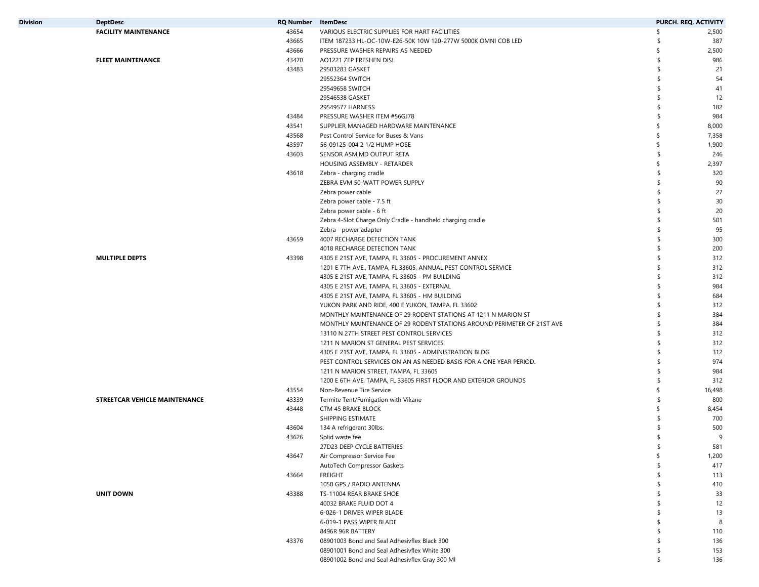| Division | DeptDesc | RQ Number | ItemDesc | PURCH. REQ. ACTIVITY |
|---|---|---|---|---|
| | **FACILITY MAINTENANCE** | 43654 | VARIOUS ELECTRIC SUPPLIES FOR HART FACILITIES | $ 2,500 |
| | | 43665 | ITEM 187233 HL-OC-10W-E26-50K 10W 120-277W 5000K OMNI COB LED | $ 387 |
| | | 43666 | PRESSURE WASHER REPAIRS AS NEEDED | $ 2,500 |
| | **FLEET MAINTENANCE** | 43470 | AO1221 ZEP FRESHEN DISI. | $ 986 |
| | | 43483 | 29503283 GASKET | $ 21 |
| | | | 29552364 SWITCH | $ 54 |
| | | | 29549658 SWITCH | $ 41 |
| | | | 29546538 GASKET | $ 12 |
| | | | 29549577 HARNESS | $ 182 |
| | | 43484 | PRESSURE WASHER ITEM #56GJ78 | $ 984 |
| | | 43541 | SUPPLIER MANAGED HARDWARE MAINTENANCE | $ 8,000 |
| | | 43568 | Pest Control Service for Buses & Vans | $ 7,358 |
| | | 43597 | 56-09125-004 2 1/2 HUMP HOSE | $ 1,900 |
| | | 43603 | SENSOR ASM,MD OUTPUT RETA | $ 246 |
| | | | HOUSING ASSEMBLY - RETARDER | $ 2,397 |
| | | 43618 | Zebra - charging cradle | $ 320 |
| | | | ZEBRA EVM 50-WATT POWER SUPPLY | $ 90 |
| | | | Zebra power cable | $ 27 |
| | | | Zebra power cable - 7.5 ft | $ 30 |
| | | | Zebra power cable - 6 ft | $ 20 |
| | | | Zebra 4-Slot Charge Only Cradle - handheld charging cradle | $ 501 |
| | | | Zebra - power adapter | $ 95 |
| | | 43659 | 4007 RECHARGE DETECTION TANK | $ 300 |
| | | | 4018 RECHARGE DETECTION TANK | $ 200 |
| | **MULTIPLE DEPTS** | 43398 | 4305 E 21ST AVE, TAMPA, FL 33605 - PROCUREMENT ANNEX | $ 312 |
| | | | 1201 E 7TH AVE., TAMPA, FL 33605, ANNUAL PEST CONTROL SERVICE | $ 312 |
| | | | 4305 E 21ST AVE, TAMPA, FL 33605 - PM BUILDING | $ 312 |
| | | | 4305 E 21ST AVE, TAMPA, FL 33605 - EXTERNAL | $ 984 |
| | | | 4305 E 21ST AVE, TAMPA, FL 33605 - HM BUILDING | $ 684 |
| | | | YUKON PARK AND RIDE, 400 E YUKON, TAMPA. FL 33602 | $ 312 |
| | | | MONTHLY MAINTENANCE OF 29 RODENT STATIONS AT 1211 N MARION ST | $ 384 |
| | | | MONTHLY MAINTENANCE OF 29 RODENT STATIONS AROUND PERIMETER OF 21ST AVE | $ 384 |
| | | | 13110 N 27TH STREET PEST CONTROL SERVICES | $ 312 |
| | | | 1211 N MARION ST GENERAL PEST SERVICES | $ 312 |
| | | | 4305 E 21ST AVE, TAMPA, FL 33605 - ADMINISTRATION BLDG | $ 312 |
| | | | PEST CONTROL SERVICES ON AN AS NEEDED BASIS FOR A ONE YEAR PERIOD. | $ 974 |
| | | | 1211 N MARION STREET, TAMPA, FL 33605 | $ 984 |
| | | | 1200 E 6TH AVE, TAMPA, FL 33605 FIRST FLOOR AND EXTERIOR GROUNDS | $ 312 |
| | | 43554 | Non-Revenue Tire Service | $ 16,498 |
| | **STREETCAR VEHICLE MAINTENANCE** | 43339 | Termite Tent/Fumigation with Vikane | $ 800 |
| | | 43448 | CTM 45 BRAKE BLOCK | $ 8,454 |
| | | | SHIPPING ESTIMATE | $ 700 |
| | | 43604 | 134 A refrigerant 30lbs. | $ 500 |
| | | 43626 | Solid waste fee | $ 9 |
| | | | 27D23 DEEP CYCLE BATTERIES | $ 581 |
| | | 43647 | Air Compressor Service Fee | $ 1,200 |
| | | | AutoTech Compressor Gaskets | $ 417 |
| | | 43664 | FREIGHT | $ 113 |
| | | | 1050 GPS / RADIO ANTENNA | $ 410 |
| | **UNIT DOWN** | 43388 | TS-11004 REAR BRAKE SHOE | $ 33 |
| | | | 40032 BRAKE FLUID DOT 4 | $ 12 |
| | | | 6-026-1 DRIVER WIPER BLADE | $ 13 |
| | | | 6-019-1 PASS WIPER BLADE | $ 8 |
| | | | 8496R 96R BATTERY | $ 110 |
| | | 43376 | 08901003 Bond and Seal Adhesivflex Black 300 | $ 136 |
| | | | 08901001 Bond and Seal Adhesivflex White 300 | $ 153 |
| | | | 08901002 Bond and Seal Adhesivflex Gray 300 Ml | $ 136 |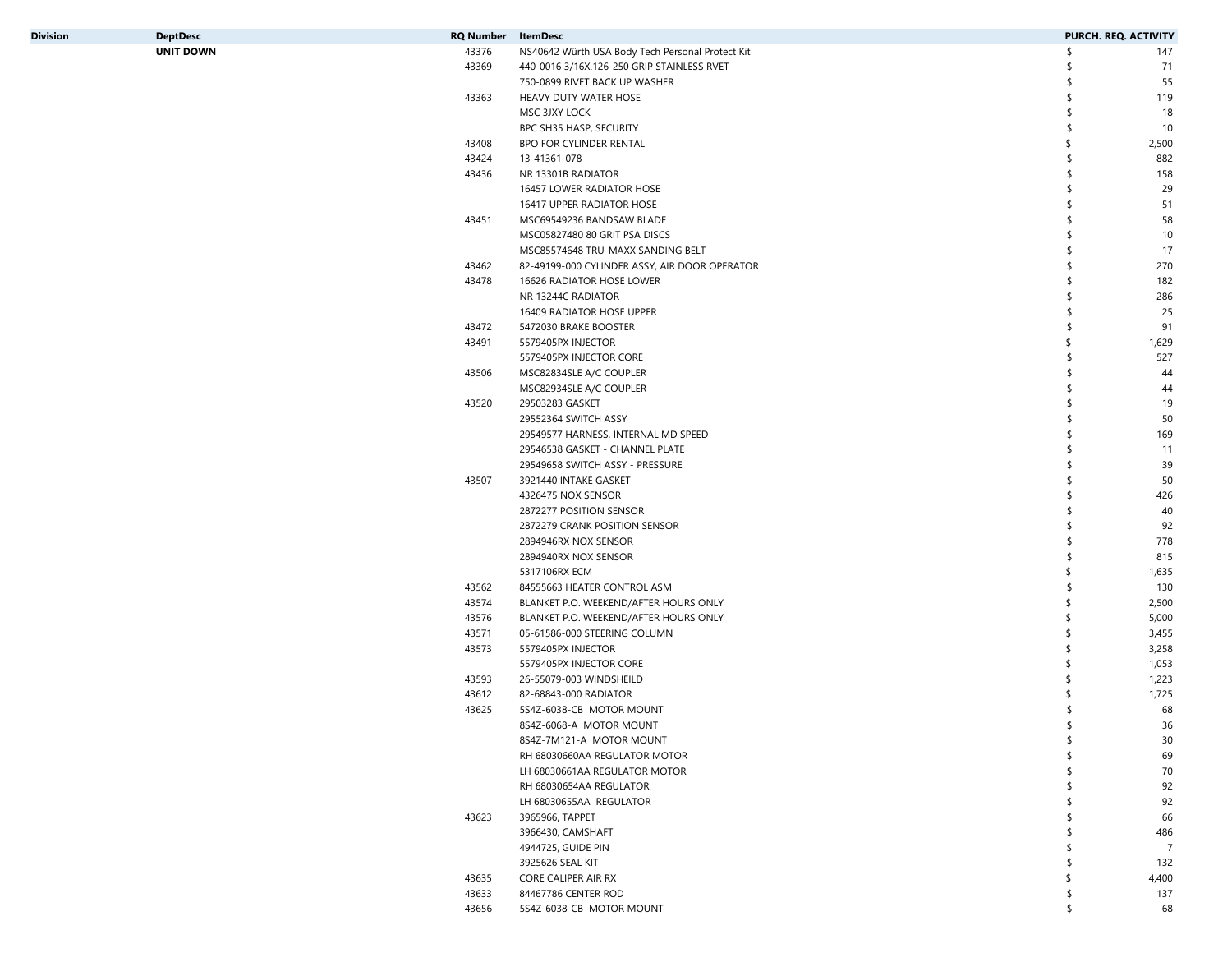| Division | DeptDesc | RQ Number | ItemDesc | PURCH. REQ. ACTIVITY |
|---|---|---|---|---|
| | UNIT DOWN | 43376 | NS40642 Würth USA Body Tech Personal Protect Kit | $ 147 |
| | | 43369 | 440-0016 3/16X.126-250 GRIP STAINLESS RVET | $ 71 |
| | | | 750-0899 RIVET BACK UP WASHER | $ 55 |
| | | 43363 | HEAVY DUTY WATER HOSE | $ 119 |
| | | | MSC 3JXY LOCK | $ 18 |
| | | | BPC SH35 HASP, SECURITY | $ 10 |
| | | 43408 | BPO FOR CYLINDER RENTAL | $ 2,500 |
| | | 43424 | 13-41361-078 | $ 882 |
| | | 43436 | NR 13301B RADIATOR | $ 158 |
| | | | 16457 LOWER RADIATOR HOSE | $ 29 |
| | | | 16417 UPPER RADIATOR HOSE | $ 51 |
| | | 43451 | MSC69549236 BANDSAW BLADE | $ 58 |
| | | | MSC05827480 80 GRIT PSA DISCS | $ 10 |
| | | | MSC85574648 TRU-MAXX SANDING BELT | $ 17 |
| | | 43462 | 82-49199-000 CYLINDER ASSY, AIR DOOR OPERATOR | $ 270 |
| | | 43478 | 16626 RADIATOR HOSE LOWER | $ 182 |
| | | | NR 13244C RADIATOR | $ 286 |
| | | | 16409 RADIATOR HOSE UPPER | $ 25 |
| | | 43472 | 5472030 BRAKE BOOSTER | $ 91 |
| | | 43491 | 5579405PX INJECTOR | $ 1,629 |
| | | | 5579405PX INJECTOR CORE | $ 527 |
| | | 43506 | MSC82834SLE A/C COUPLER | $ 44 |
| | | | MSC82934SLE A/C COUPLER | $ 44 |
| | | 43520 | 29503283 GASKET | $ 19 |
| | | | 29552364 SWITCH ASSY | $ 50 |
| | | | 29549577 HARNESS, INTERNAL MD SPEED | $ 169 |
| | | | 29546538 GASKET - CHANNEL PLATE | $ 11 |
| | | | 29549658 SWITCH ASSY - PRESSURE | $ 39 |
| | | 43507 | 3921440 INTAKE GASKET | $ 50 |
| | | | 4326475 NOX SENSOR | $ 426 |
| | | | 2872277 POSITION SENSOR | $ 40 |
| | | | 2872279 CRANK POSITION SENSOR | $ 92 |
| | | | 2894946RX NOX SENSOR | $ 778 |
| | | | 2894940RX NOX SENSOR | $ 815 |
| | | | 5317106RX ECM | $ 1,635 |
| | | 43562 | 84555663 HEATER CONTROL ASM | $ 130 |
| | | 43574 | BLANKET P.O. WEEKEND/AFTER HOURS ONLY | $ 2,500 |
| | | 43576 | BLANKET P.O. WEEKEND/AFTER HOURS ONLY | $ 5,000 |
| | | 43571 | 05-61586-000 STEERING COLUMN | $ 3,455 |
| | | 43573 | 5579405PX INJECTOR | $ 3,258 |
| | | | 5579405PX INJECTOR CORE | $ 1,053 |
| | | 43593 | 26-55079-003 WINDSHEILD | $ 1,223 |
| | | 43612 | 82-68843-000 RADIATOR | $ 1,725 |
| | | 43625 | 5S4Z-6038-CB MOTOR MOUNT | $ 68 |
| | | | 8S4Z-6068-A MOTOR MOUNT | $ 36 |
| | | | 8S4Z-7M121-A MOTOR MOUNT | $ 30 |
| | | | RH 68030660AA REGULATOR MOTOR | $ 69 |
| | | | LH 68030661AA REGULATOR MOTOR | $ 70 |
| | | | RH 68030654AA REGULATOR | $ 92 |
| | | | LH 68030655AA REGULATOR | $ 92 |
| | | 43623 | 3965966, TAPPET | $ 66 |
| | | | 3966430, CAMSHAFT | $ 486 |
| | | | 4944725, GUIDE PIN | $ 7 |
| | | | 3925626 SEAL KIT | $ 132 |
| | | 43635 | CORE CALIPER AIR RX | $ 4,400 |
| | | 43633 | 84467786 CENTER ROD | $ 137 |
| | | 43656 | 5S4Z-6038-CB MOTOR MOUNT | $ 68 |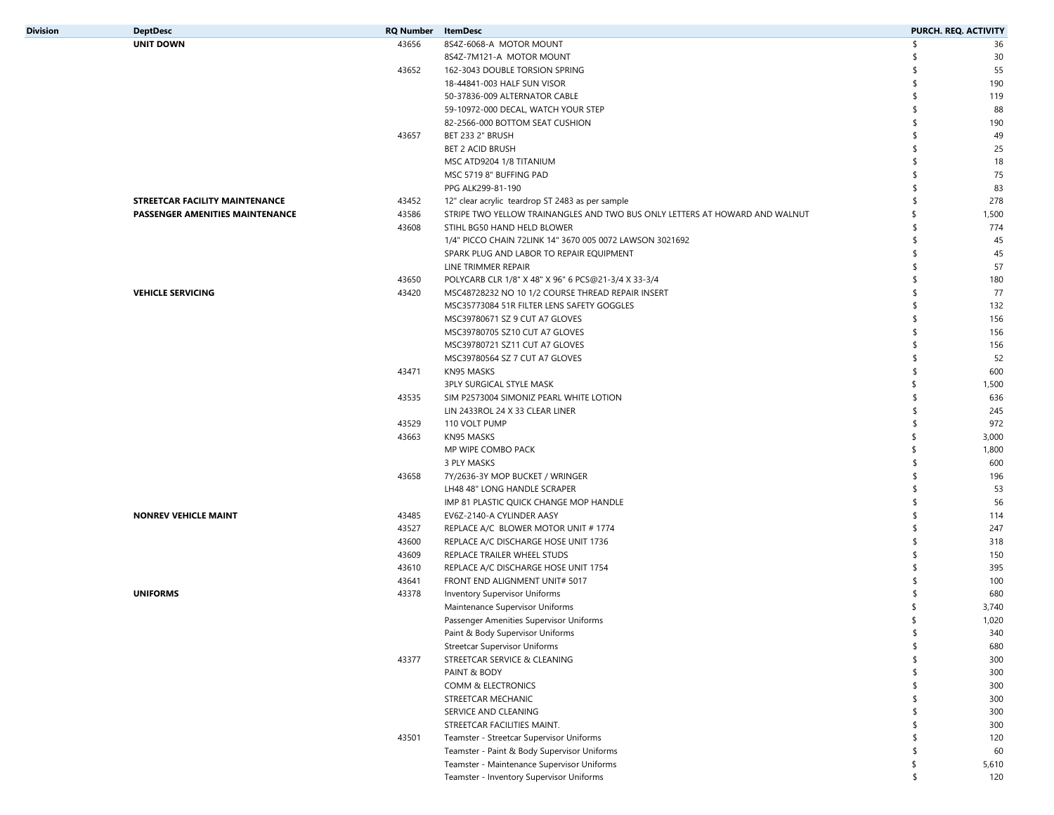| Division | DeptDesc | RQ Number | ItemDesc | PURCH. REQ. ACTIVITY |
|---|---|---|---|---|
| | **UNIT DOWN** | 43656 | 8S4Z-6068-A MOTOR MOUNT | $ 36 |
| | | | 8S4Z-7M121-A MOTOR MOUNT | $ 30 |
| | | 43652 | 162-3043 DOUBLE TORSION SPRING | $ 55 |
| | | | 18-44841-003 HALF SUN VISOR | $ 190 |
| | | | 50-37836-009 ALTERNATOR CABLE | $ 119 |
| | | | 59-10972-000 DECAL, WATCH YOUR STEP | $ 88 |
| | | | 82-2566-000 BOTTOM SEAT CUSHION | $ 190 |
| | | 43657 | BET 233 2" BRUSH | $ 49 |
| | | | BET 2 ACID BRUSH | $ 25 |
| | | | MSC ATD9204 1/8 TITANIUM | $ 18 |
| | | | MSC 5719 8" BUFFING PAD | $ 75 |
| | | | PPG ALK299-81-190 | $ 83 |
| | **STREETCAR FACILITY MAINTENANCE** | 43452 | 12" clear acrylic teardrop ST 2483 as per sample | $ 278 |
| | **PASSENGER AMENITIES MAINTENANCE** | 43586 | STRIPE TWO YELLOW TRAINANGLES AND TWO BUS ONLY LETTERS AT HOWARD AND WALNUT | $ 1,500 |
| | | 43608 | STIHL BG50 HAND HELD BLOWER | $ 774 |
| | | | 1/4" PICCO CHAIN 72LINK 14" 3670 005 0072 LAWSON 3021692 | $ 45 |
| | | | SPARK PLUG AND LABOR TO REPAIR EQUIPMENT | $ 45 |
| | | | LINE TRIMMER REPAIR | $ 57 |
| | | 43650 | POLYCARB CLR 1/8" X 48" X 96" 6 PCS@21-3/4 X 33-3/4 | $ 180 |
| | **VEHICLE SERVICING** | 43420 | MSC48728232 NO 10 1/2 COURSE THREAD REPAIR INSERT | $ 77 |
| | | | MSC35773084 51R FILTER LENS SAFETY GOGGLES | $ 132 |
| | | | MSC39780671 SZ 9 CUT A7 GLOVES | $ 156 |
| | | | MSC39780705 SZ10 CUT A7 GLOVES | $ 156 |
| | | | MSC39780721 SZ11 CUT A7 GLOVES | $ 156 |
| | | | MSC39780564 SZ 7 CUT A7 GLOVES | $ 52 |
| | | 43471 | KN95 MASKS | $ 600 |
| | | | 3PLY SURGICAL STYLE MASK | $ 1,500 |
| | | 43535 | SIM P2573004 SIMONIZ PEARL WHITE LOTION | $ 636 |
| | | | LIN 2433ROL 24 X 33 CLEAR LINER | $ 245 |
| | | 43529 | 110 VOLT PUMP | $ 972 |
| | | 43663 | KN95 MASKS | $ 3,000 |
| | | | MP WIPE COMBO PACK | $ 1,800 |
| | | | 3 PLY MASKS | $ 600 |
| | | 43658 | 7Y/2636-3Y MOP BUCKET / WRINGER | $ 196 |
| | | | LH48 48" LONG HANDLE SCRAPER | $ 53 |
| | | | IMP 81 PLASTIC QUICK CHANGE MOP HANDLE | $ 56 |
| | **NONREV VEHICLE MAINT** | 43485 | EV6Z-2140-A CYLINDER AASY | $ 114 |
| | | 43527 | REPLACE A/C BLOWER MOTOR UNIT # 1774 | $ 247 |
| | | 43600 | REPLACE A/C DISCHARGE HOSE UNIT 1736 | $ 318 |
| | | 43609 | REPLACE TRAILER WHEEL STUDS | $ 150 |
| | | 43610 | REPLACE A/C DISCHARGE HOSE UNIT 1754 | $ 395 |
| | | 43641 | FRONT END ALIGNMENT UNIT# 5017 | $ 100 |
| | **UNIFORMS** | 43378 | Inventory Supervisor Uniforms | $ 680 |
| | | | Maintenance Supervisor Uniforms | $ 3,740 |
| | | | Passenger Amenities Supervisor Uniforms | $ 1,020 |
| | | | Paint & Body Supervisor Uniforms | $ 340 |
| | | | Streetcar Supervisor Uniforms | $ 680 |
| | | 43377 | STREETCAR SERVICE & CLEANING | $ 300 |
| | | | PAINT & BODY | $ 300 |
| | | | COMM & ELECTRONICS | $ 300 |
| | | | STREETCAR MECHANIC | $ 300 |
| | | | SERVICE AND CLEANING | $ 300 |
| | | | STREETCAR FACILITIES MAINT. | $ 300 |
| | | 43501 | Teamster - Streetcar Supervisor Uniforms | $ 120 |
| | | | Teamster - Paint & Body Supervisor Uniforms | $ 60 |
| | | | Teamster - Maintenance Supervisor Uniforms | $ 5,610 |
| | | | Teamster - Inventory Supervisor Uniforms | $ 120 |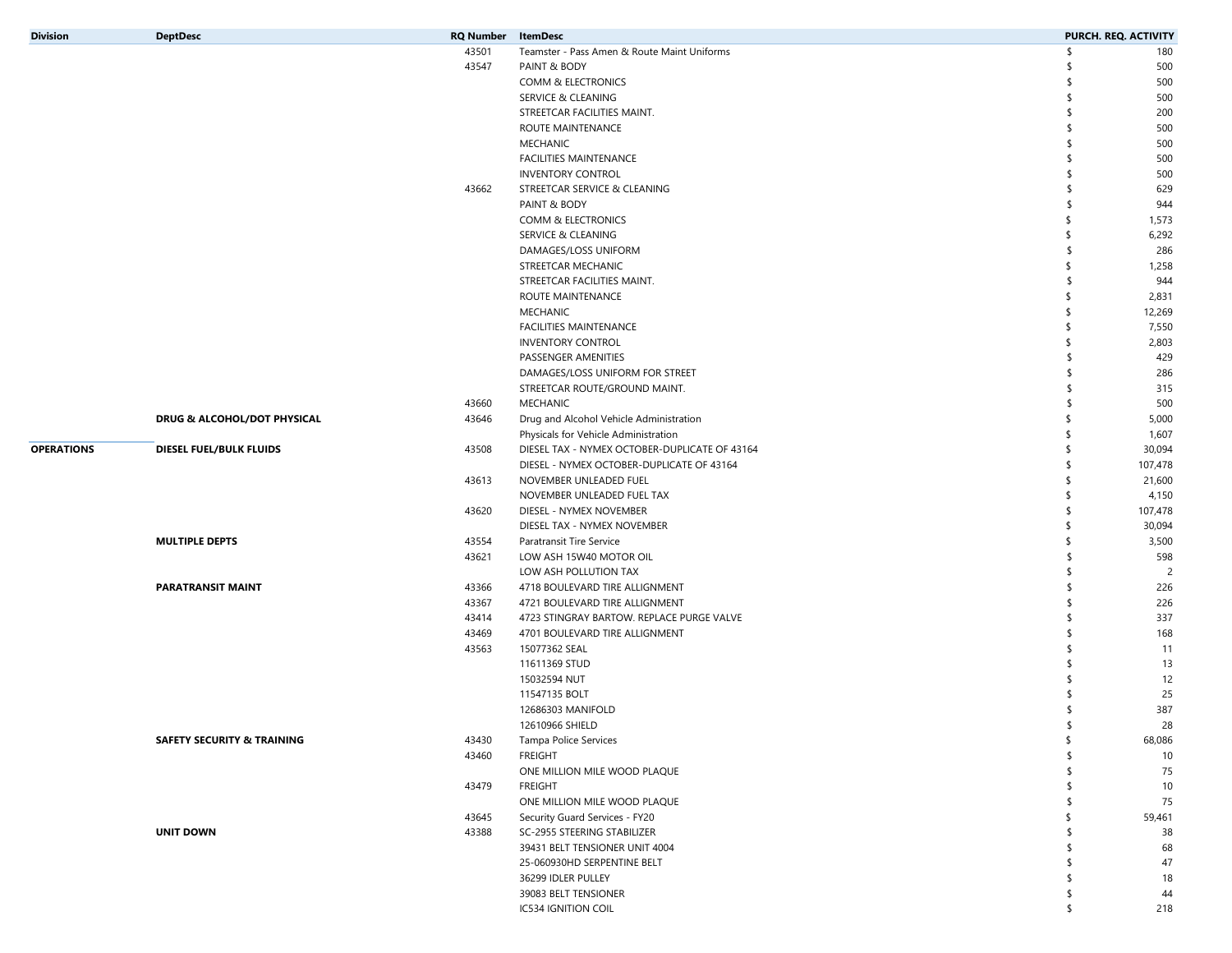| Division | DeptDesc | RQ Number | ItemDesc | PURCH. REQ. ACTIVITY |
|---|---|---|---|---|
| | | 43501 | Teamster - Pass Amen & Route Maint Uniforms | $ 180 |
| | | 43547 | PAINT & BODY | $ 500 |
| | | | COMM & ELECTRONICS | $ 500 |
| | | | SERVICE & CLEANING | $ 500 |
| | | | STREETCAR FACILITIES MAINT. | $ 200 |
| | | | ROUTE MAINTENANCE | $ 500 |
| | | | MECHANIC | $ 500 |
| | | | FACILITIES MAINTENANCE | $ 500 |
| | | | INVENTORY CONTROL | $ 500 |
| | | 43662 | STREETCAR SERVICE & CLEANING | $ 629 |
| | | | PAINT & BODY | $ 944 |
| | | | COMM & ELECTRONICS | $ 1,573 |
| | | | SERVICE & CLEANING | $ 6,292 |
| | | | DAMAGES/LOSS UNIFORM | $ 286 |
| | | | STREETCAR MECHANIC | $ 1,258 |
| | | | STREETCAR FACILITIES MAINT. | $ 944 |
| | | | ROUTE MAINTENANCE | $ 2,831 |
| | | | MECHANIC | $ 12,269 |
| | | | FACILITIES MAINTENANCE | $ 7,550 |
| | | | INVENTORY CONTROL | $ 2,803 |
| | | | PASSENGER AMENITIES | $ 429 |
| | | | DAMAGES/LOSS UNIFORM FOR STREET | $ 286 |
| | | | STREETCAR ROUTE/GROUND MAINT. | $ 315 |
| | | 43660 | MECHANIC | $ 500 |
| | **DRUG & ALCOHOL/DOT PHYSICAL** | 43646 | Drug and Alcohol Vehicle Administration | $ 5,000 |
| | | | Physicals for Vehicle Administration | $ 1,607 |
| **OPERATIONS** | **DIESEL FUEL/BULK FLUIDS** | 43508 | DIESEL TAX - NYMEX OCTOBER-DUPLICATE OF 43164 | $ 30,094 |
| | | | DIESEL - NYMEX OCTOBER-DUPLICATE OF 43164 | $ 107,478 |
| | | 43613 | NOVEMBER UNLEADED FUEL | $ 21,600 |
| | | | NOVEMBER UNLEADED FUEL TAX | $ 4,150 |
| | | 43620 | DIESEL - NYMEX NOVEMBER | $ 107,478 |
| | | | DIESEL TAX - NYMEX NOVEMBER | $ 30,094 |
| | **MULTIPLE DEPTS** | 43554 | Paratransit Tire Service | $ 3,500 |
| | | 43621 | LOW ASH 15W40 MOTOR OIL | $ 598 |
| | | | LOW ASH POLLUTION TAX | $ 2 |
| | **PARATRANSIT MAINT** | 43366 | 4718 BOULEVARD TIRE ALLIGNMENT | $ 226 |
| | | 43367 | 4721 BOULEVARD TIRE ALLIGNMENT | $ 226 |
| | | 43414 | 4723 STINGRAY BARTOW. REPLACE PURGE VALVE | $ 337 |
| | | 43469 | 4701 BOULEVARD TIRE ALLIGNMENT | $ 168 |
| | | 43563 | 15077362 SEAL | $ 11 |
| | | | 11611369 STUD | $ 13 |
| | | | 15032594 NUT | $ 12 |
| | | | 11547135 BOLT | $ 25 |
| | | | 12686303 MANIFOLD | $ 387 |
| | | | 12610966 SHIELD | $ 28 |
| | **SAFETY SECURITY & TRAINING** | 43430 | Tampa Police Services | $ 68,086 |
| | | 43460 | FREIGHT | $ 10 |
| | | | ONE MILLION MILE WOOD PLAQUE | $ 75 |
| | | 43479 | FREIGHT | $ 10 |
| | | | ONE MILLION MILE WOOD PLAQUE | $ 75 |
| | | 43645 | Security Guard Services - FY20 | $ 59,461 |
| | **UNIT DOWN** | 43388 | SC-2955 STEERING STABILIZER | $ 38 |
| | | | 39431 BELT TENSIONER UNIT 4004 | $ 68 |
| | | | 25-060930HD SERPENTINE BELT | $ 47 |
| | | | 36299 IDLER PULLEY | $ 18 |
| | | | 39083 BELT TENSIONER | $ 44 |
| | | | IC534 IGNITION COIL | $ 218 |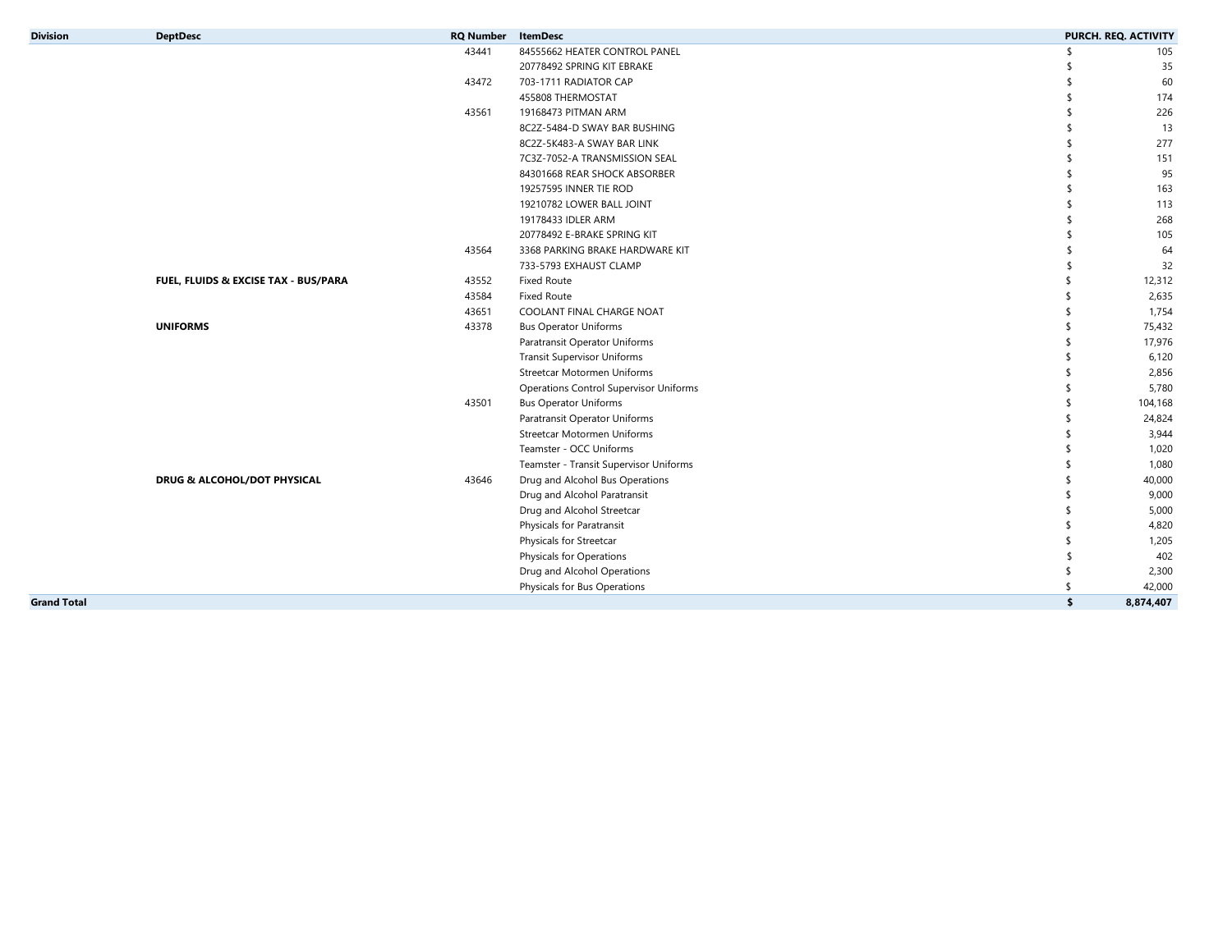| Division | DeptDesc | RQ Number | ItemDesc | PURCH. REQ. ACTIVITY |
|---|---|---|---|---|
| | | 43441 | 84555662 HEATER CONTROL PANEL | $ 105 |
| | | | 20778492 SPRING KIT EBRAKE | $ 35 |
| | | 43472 | 703-1711 RADIATOR CAP | $ 60 |
| | | | 455808 THERMOSTAT | $ 174 |
| | | 43561 | 19168473 PITMAN ARM | $ 226 |
| | | | 8C2Z-5484-D SWAY BAR BUSHING | $ 13 |
| | | | 8C2Z-5K483-A SWAY BAR LINK | $ 277 |
| | | | 7C3Z-7052-A TRANSMISSION SEAL | $ 151 |
| | | | 84301668 REAR SHOCK ABSORBER | $ 95 |
| | | | 19257595 INNER TIE ROD | $ 163 |
| | | | 19210782 LOWER BALL JOINT | $ 113 |
| | | | 19178433 IDLER ARM | $ 268 |
| | | | 20778492 E-BRAKE SPRING KIT | $ 105 |
| | | 43564 | 3368 PARKING BRAKE HARDWARE KIT | $ 64 |
| | | | 733-5793 EXHAUST CLAMP | $ 32 |
| | **FUEL, FLUIDS & EXCISE TAX - BUS/PARA** | 43552 | Fixed Route | $ 12,312 |
| | | 43584 | Fixed Route | $ 2,635 |
| | | 43651 | COOLANT FINAL CHARGE NOAT | $ 1,754 |
| | **UNIFORMS** | 43378 | Bus Operator Uniforms | $ 75,432 |
| | | | Paratransit Operator Uniforms | $ 17,976 |
| | | | Transit Supervisor Uniforms | $ 6,120 |
| | | | Streetcar Motormen Uniforms | $ 2,856 |
| | | | Operations Control Supervisor Uniforms | $ 5,780 |
| | | 43501 | Bus Operator Uniforms | $ 104,168 |
| | | | Paratransit Operator Uniforms | $ 24,824 |
| | | | Streetcar Motormen Uniforms | $ 3,944 |
| | | | Teamster - OCC Uniforms | $ 1,020 |
| | | | Teamster - Transit Supervisor Uniforms | $ 1,080 |
| | **DRUG & ALCOHOL/DOT PHYSICAL** | 43646 | Drug and Alcohol Bus Operations | $ 40,000 |
| | | | Drug and Alcohol Paratransit | $ 9,000 |
| | | | Drug and Alcohol Streetcar | $ 5,000 |
| | | | Physicals for Paratransit | $ 4,820 |
| | | | Physicals for Streetcar | $ 1,205 |
| | | | Physicals for Operations | $ 402 |
| | | | Drug and Alcohol Operations | $ 2,300 |
| | | | Physicals for Bus Operations | $ 42,000 |
| **Grand Total** | | | | **$ 8,874,407** |